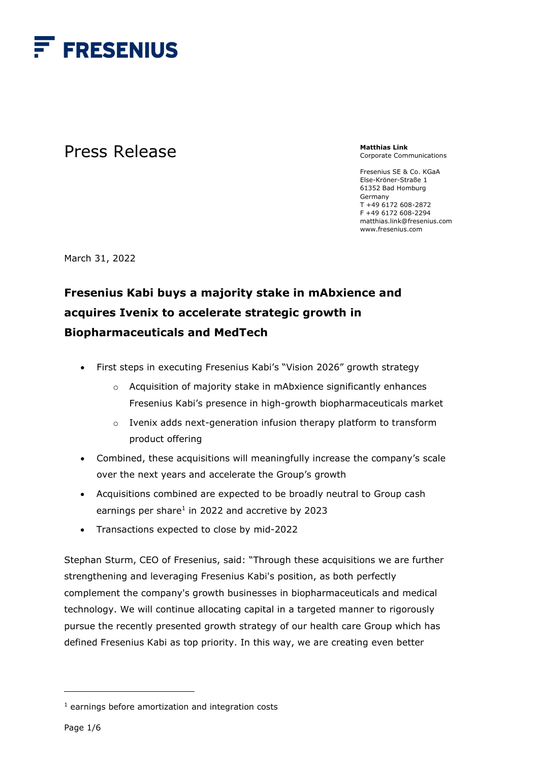FRESENIUS

Press Release

**Matthias Link**
Corporate Communications

Fresenius SE & Co. KGaA
Else-Kröner-Straße 1
61352 Bad Homburg
Germany
T +49 6172 608-2872
F +49 6172 608-2294
matthias.link@fresenius.com
www.fresenius.com

March 31, 2022

# Fresenius Kabi buys a majority stake in mAbxience and acquires Ivenix to accelerate strategic growth in Biopharmaceuticals and MedTech

- First steps in executing Fresenius Kabi's "Vision 2026" growth strategy
  - Acquisition of majority stake in mAbxience significantly enhances Fresenius Kabi's presence in high-growth biopharmaceuticals market
  - Ivenix adds next-generation infusion therapy platform to transform product offering
- Combined, these acquisitions will meaningfully increase the company's scale over the next years and accelerate the Group's growth
- Acquisitions combined are expected to be broadly neutral to Group cash earnings per share[1] in 2022 and accretive by 2023
- Transactions expected to close by mid-2022

Stephan Sturm, CEO of Fresenius, said: "Through these acquisitions we are further strengthening and leveraging Fresenius Kabi's position, as both perfectly complement the company's growth businesses in biopharmaceuticals and medical technology. We will continue allocating capital in a targeted manner to rigorously pursue the recently presented growth strategy of our health care Group which has defined Fresenius Kabi as top priority. In this way, we are creating even better

[1] earnings before amortization and integration costs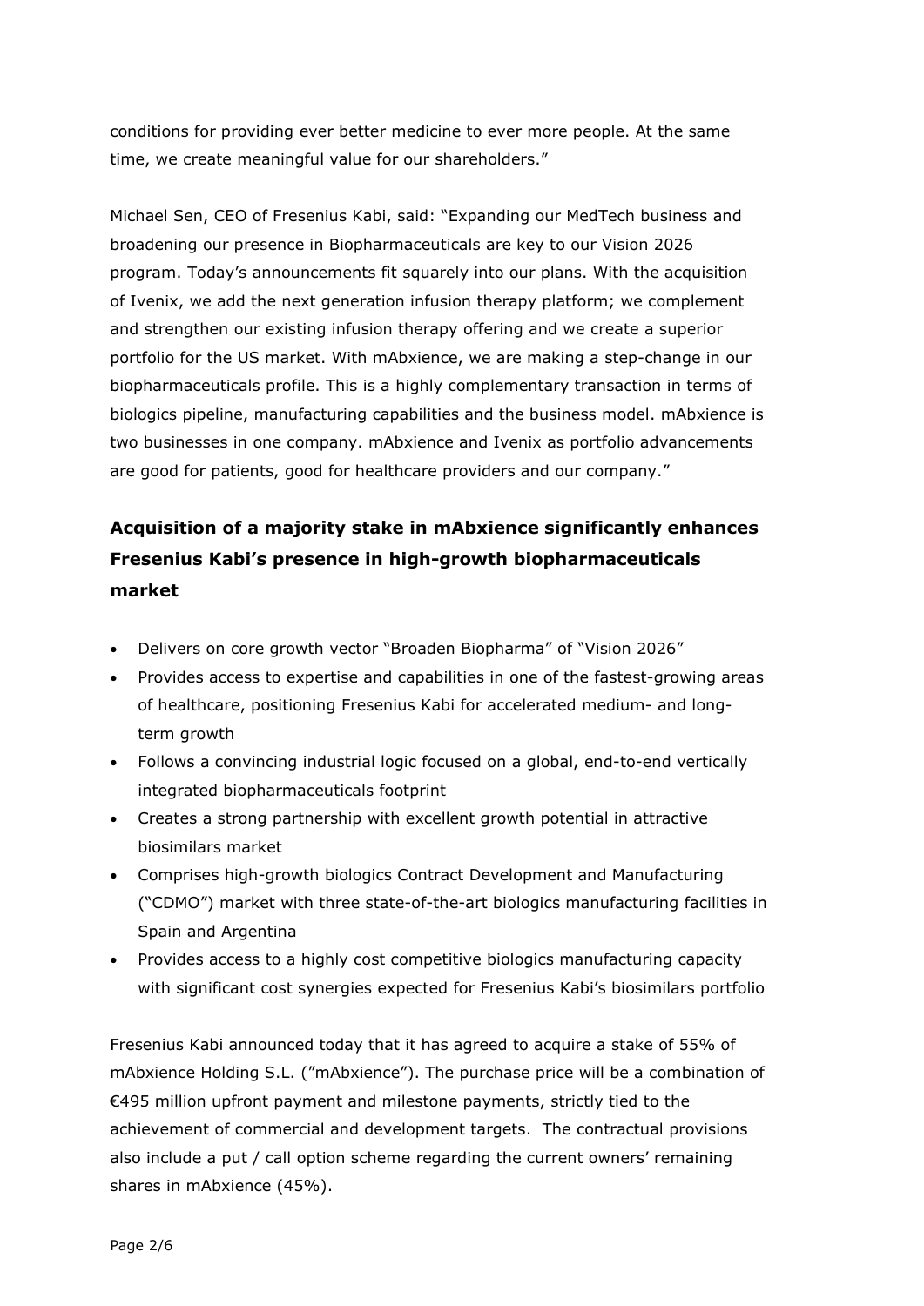conditions for providing ever better medicine to ever more people. At the same time, we create meaningful value for our shareholders."

Michael Sen, CEO of Fresenius Kabi, said: "Expanding our MedTech business and broadening our presence in Biopharmaceuticals are key to our Vision 2026 program. Today's announcements fit squarely into our plans. With the acquisition of Ivenix, we add the next generation infusion therapy platform; we complement and strengthen our existing infusion therapy offering and we create a superior portfolio for the US market. With mAbxience, we are making a step-change in our biopharmaceuticals profile. This is a highly complementary transaction in terms of biologics pipeline, manufacturing capabilities and the business model. mAbxience is two businesses in one company. mAbxience and Ivenix as portfolio advancements are good for patients, good for healthcare providers and our company."

## Acquisition of a majority stake in mAbxience significantly enhances Fresenius Kabi's presence in high-growth biopharmaceuticals market

- Delivers on core growth vector "Broaden Biopharma" of "Vision 2026"
- Provides access to expertise and capabilities in one of the fastest-growing areas of healthcare, positioning Fresenius Kabi for accelerated medium- and long-term growth
- Follows a convincing industrial logic focused on a global, end-to-end vertically integrated biopharmaceuticals footprint
- Creates a strong partnership with excellent growth potential in attractive biosimilars market
- Comprises high-growth biologics Contract Development and Manufacturing ("CDMO") market with three state-of-the-art biologics manufacturing facilities in Spain and Argentina
- Provides access to a highly cost competitive biologics manufacturing capacity with significant cost synergies expected for Fresenius Kabi's biosimilars portfolio

Fresenius Kabi announced today that it has agreed to acquire a stake of 55% of mAbxience Holding S.L. ("mAbxience"). The purchase price will be a combination of €495 million upfront payment and milestone payments, strictly tied to the achievement of commercial and development targets. The contractual provisions also include a put / call option scheme regarding the current owners' remaining shares in mAbxience (45%).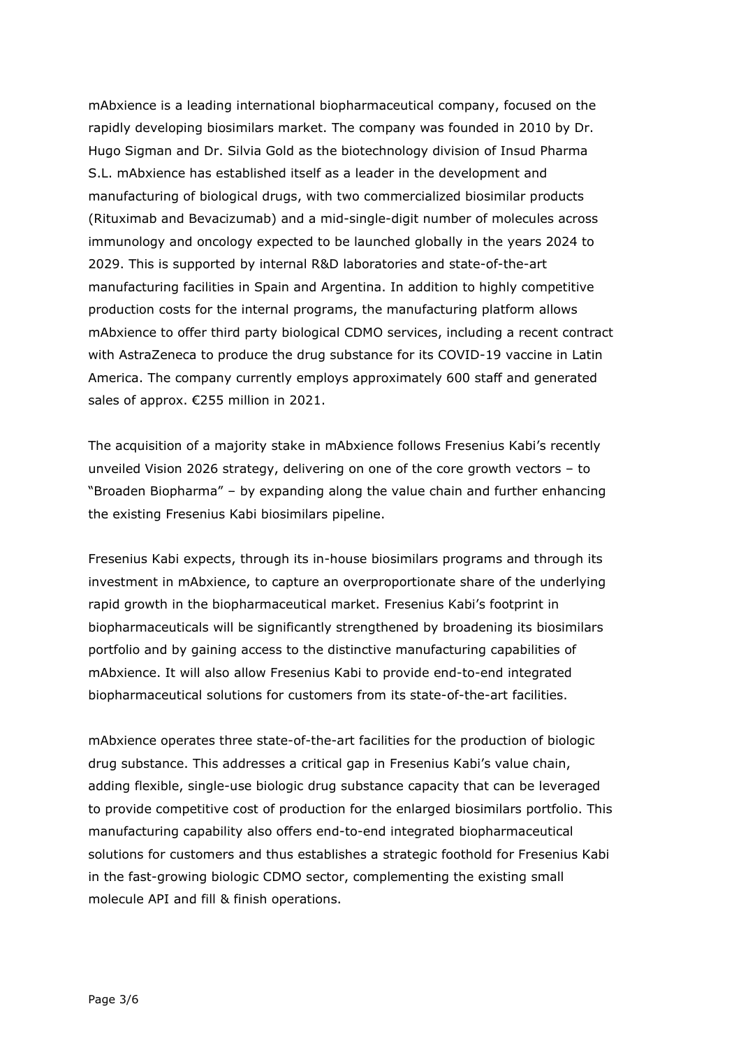mAbxience is a leading international biopharmaceutical company, focused on the rapidly developing biosimilars market. The company was founded in 2010 by Dr. Hugo Sigman and Dr. Silvia Gold as the biotechnology division of Insud Pharma S.L. mAbxience has established itself as a leader in the development and manufacturing of biological drugs, with two commercialized biosimilar products (Rituximab and Bevacizumab) and a mid-single-digit number of molecules across immunology and oncology expected to be launched globally in the years 2024 to 2029. This is supported by internal R&D laboratories and state-of-the-art manufacturing facilities in Spain and Argentina. In addition to highly competitive production costs for the internal programs, the manufacturing platform allows mAbxience to offer third party biological CDMO services, including a recent contract with AstraZeneca to produce the drug substance for its COVID-19 vaccine in Latin America. The company currently employs approximately 600 staff and generated sales of approx. €255 million in 2021.

The acquisition of a majority stake in mAbxience follows Fresenius Kabi's recently unveiled Vision 2026 strategy, delivering on one of the core growth vectors – to "Broaden Biopharma" – by expanding along the value chain and further enhancing the existing Fresenius Kabi biosimilars pipeline.

Fresenius Kabi expects, through its in-house biosimilars programs and through its investment in mAbxience, to capture an overproportionate share of the underlying rapid growth in the biopharmaceutical market. Fresenius Kabi's footprint in biopharmaceuticals will be significantly strengthened by broadening its biosimilars portfolio and by gaining access to the distinctive manufacturing capabilities of mAbxience. It will also allow Fresenius Kabi to provide end-to-end integrated biopharmaceutical solutions for customers from its state-of-the-art facilities.

mAbxience operates three state-of-the-art facilities for the production of biologic drug substance. This addresses a critical gap in Fresenius Kabi's value chain, adding flexible, single-use biologic drug substance capacity that can be leveraged to provide competitive cost of production for the enlarged biosimilars portfolio. This manufacturing capability also offers end-to-end integrated biopharmaceutical solutions for customers and thus establishes a strategic foothold for Fresenius Kabi in the fast-growing biologic CDMO sector, complementing the existing small molecule API and fill & finish operations.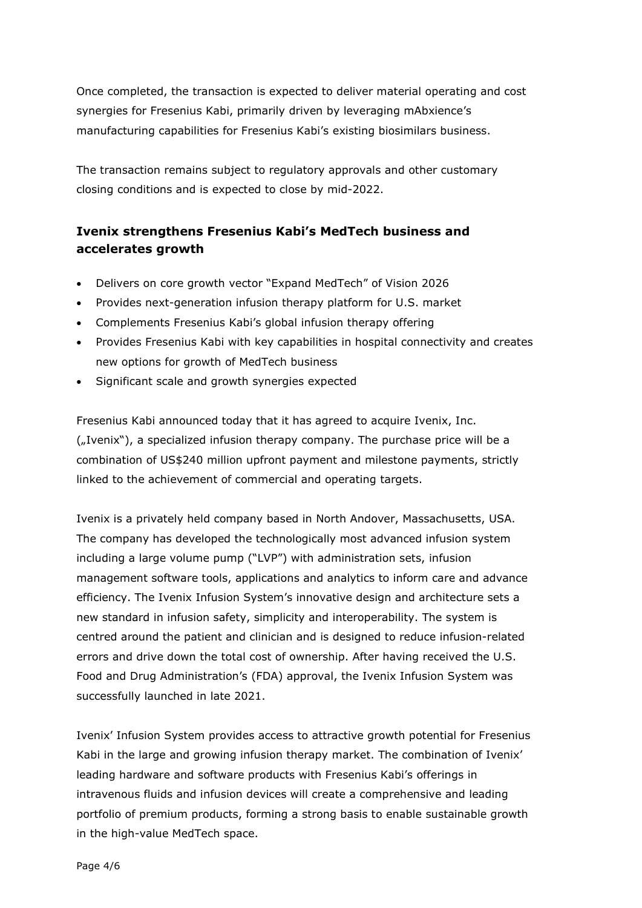Once completed, the transaction is expected to deliver material operating and cost synergies for Fresenius Kabi, primarily driven by leveraging mAbxience's manufacturing capabilities for Fresenius Kabi's existing biosimilars business.

The transaction remains subject to regulatory approvals and other customary closing conditions and is expected to close by mid-2022.

## Ivenix strengthens Fresenius Kabi's MedTech business and accelerates growth

- Delivers on core growth vector "Expand MedTech" of Vision 2026
- Provides next-generation infusion therapy platform for U.S. market
- Complements Fresenius Kabi's global infusion therapy offering
- Provides Fresenius Kabi with key capabilities in hospital connectivity and creates new options for growth of MedTech business
- Significant scale and growth synergies expected

Fresenius Kabi announced today that it has agreed to acquire Ivenix, Inc. („Ivenix"), a specialized infusion therapy company. The purchase price will be a combination of US$240 million upfront payment and milestone payments, strictly linked to the achievement of commercial and operating targets.

Ivenix is a privately held company based in North Andover, Massachusetts, USA. The company has developed the technologically most advanced infusion system including a large volume pump ("LVP") with administration sets, infusion management software tools, applications and analytics to inform care and advance efficiency. The Ivenix Infusion System's innovative design and architecture sets a new standard in infusion safety, simplicity and interoperability. The system is centred around the patient and clinician and is designed to reduce infusion-related errors and drive down the total cost of ownership. After having received the U.S. Food and Drug Administration's (FDA) approval, the Ivenix Infusion System was successfully launched in late 2021.

Ivenix' Infusion System provides access to attractive growth potential for Fresenius Kabi in the large and growing infusion therapy market. The combination of Ivenix' leading hardware and software products with Fresenius Kabi's offerings in intravenous fluids and infusion devices will create a comprehensive and leading portfolio of premium products, forming a strong basis to enable sustainable growth in the high-value MedTech space.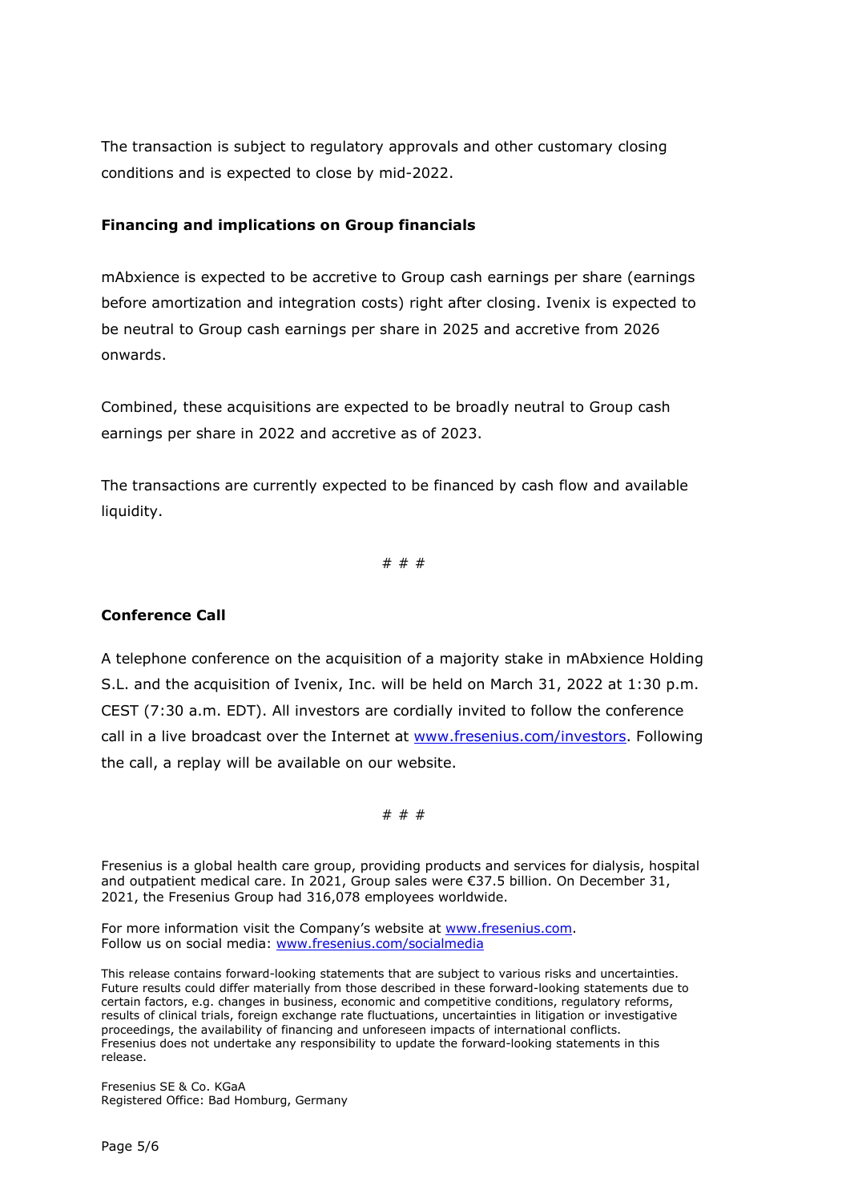The transaction is subject to regulatory approvals and other customary closing conditions and is expected to close by mid-2022.

**Financing and implications on Group financials**

mAbxience is expected to be accretive to Group cash earnings per share (earnings before amortization and integration costs) right after closing. Ivenix is expected to be neutral to Group cash earnings per share in 2025 and accretive from 2026 onwards.

Combined, these acquisitions are expected to be broadly neutral to Group cash earnings per share in 2022 and accretive as of 2023.

The transactions are currently expected to be financed by cash flow and available liquidity.

# # #

**Conference Call**

A telephone conference on the acquisition of a majority stake in mAbxience Holding S.L. and the acquisition of Ivenix, Inc. will be held on March 31, 2022 at 1:30 p.m. CEST (7:30 a.m. EDT). All investors are cordially invited to follow the conference call in a live broadcast over the Internet at [www.fresenius.com/investors](http://www.fresenius.com/investors). Following the call, a replay will be available on our website.

# # #

Fresenius is a global health care group, providing products and services for dialysis, hospital and outpatient medical care. In 2021, Group sales were €37.5 billion. On December 31, 2021, the Fresenius Group had 316,078 employees worldwide.

For more information visit the Company's website at [www.fresenius.com](http://www.fresenius.com).
Follow us on social media: [www.fresenius.com/socialmedia](http://www.fresenius.com/socialmedia)

This release contains forward-looking statements that are subject to various risks and uncertainties. Future results could differ materially from those described in these forward-looking statements due to certain factors, e.g. changes in business, economic and competitive conditions, regulatory reforms, results of clinical trials, foreign exchange rate fluctuations, uncertainties in litigation or investigative proceedings, the availability of financing and unforeseen impacts of international conflicts. Fresenius does not undertake any responsibility to update the forward-looking statements in this release.

Fresenius SE & Co. KGaA
Registered Office: Bad Homburg, Germany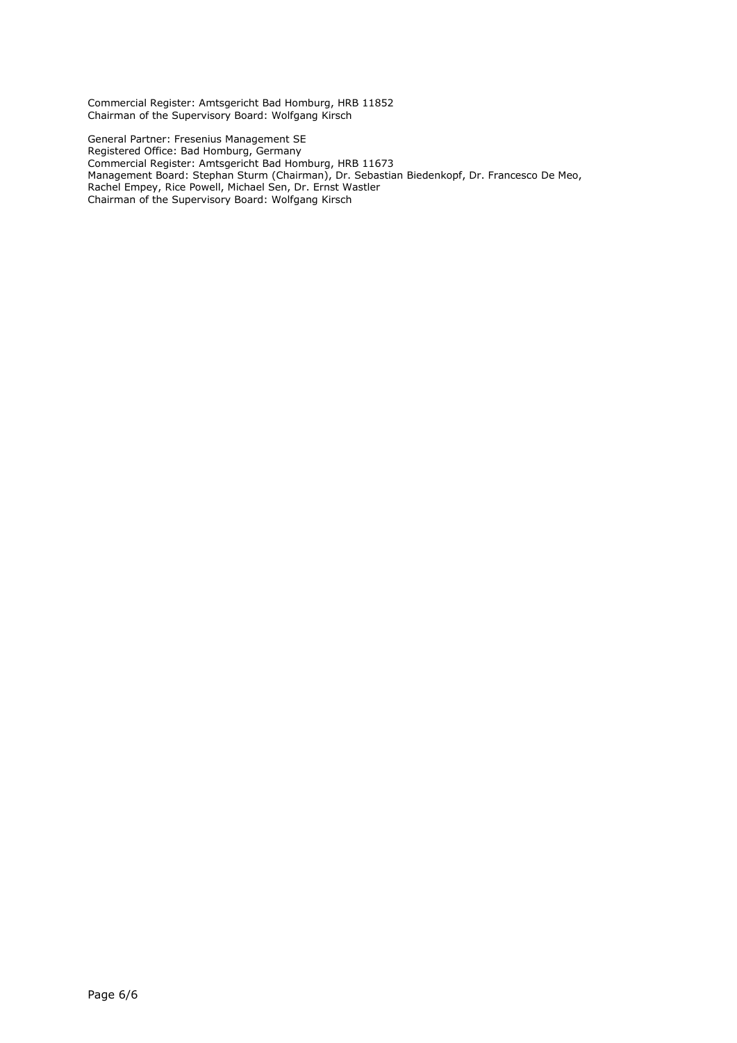Commercial Register: Amtsgericht Bad Homburg, HRB 11852
Chairman of the Supervisory Board: Wolfgang Kirsch

General Partner: Fresenius Management SE
Registered Office: Bad Homburg, Germany
Commercial Register: Amtsgericht Bad Homburg, HRB 11673
Management Board: Stephan Sturm (Chairman), Dr. Sebastian Biedenkopf, Dr. Francesco De Meo, Rachel Empey, Rice Powell, Michael Sen, Dr. Ernst Wastler
Chairman of the Supervisory Board: Wolfgang Kirsch